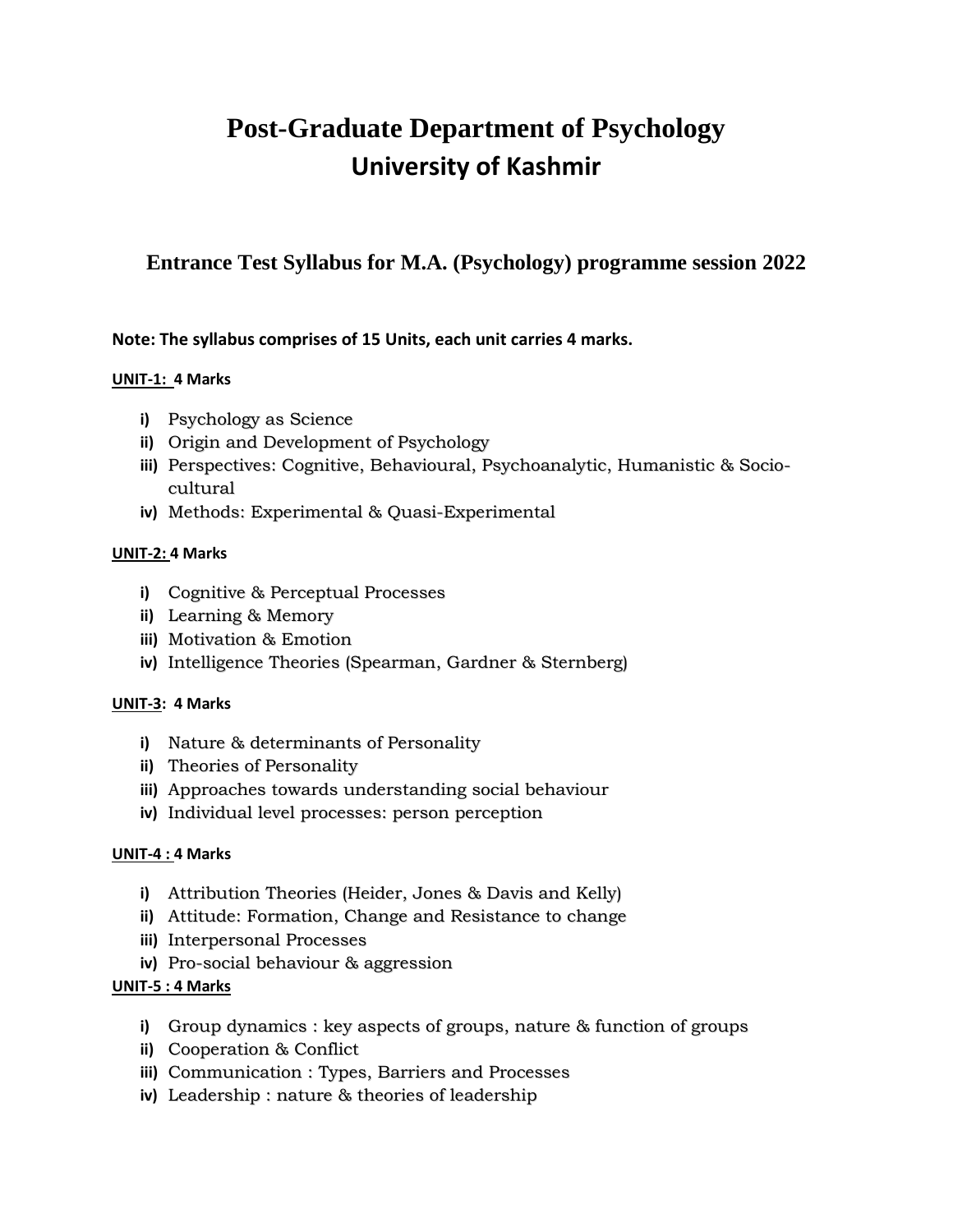# Post-Graduate Department of Psychology
# University of Kashmir

## Entrance Test Syllabus for M.A. (Psychology) programme session 2022

**Note: The syllabus comprises of 15 Units, each unit carries 4 marks.**

**UNIT-1: 4 Marks**

- **i)** Psychology as Science
- **ii)** Origin and Development of Psychology
- **iii)** Perspectives: Cognitive, Behavioural, Psychoanalytic, Humanistic & Socio-cultural
- **iv)** Methods: Experimental & Quasi-Experimental

**UNIT-2: 4 Marks**

- **i)** Cognitive & Perceptual Processes
- **ii)** Learning & Memory
- **iii)** Motivation & Emotion
- **iv)** Intelligence Theories (Spearman, Gardner & Sternberg)

**UNIT-3: 4 Marks**

- **i)** Nature & determinants of Personality
- **ii)** Theories of Personality
- **iii)** Approaches towards understanding social behaviour
- **iv)** Individual level processes: person perception

**UNIT-4 : 4 Marks**

- **i)** Attribution Theories (Heider, Jones & Davis and Kelly)
- **ii)** Attitude: Formation, Change and Resistance to change
- **iii)** Interpersonal Processes
- **iv)** Pro-social behaviour & aggression

**UNIT-5 : 4 Marks**

- **i)** Group dynamics : key aspects of groups, nature & function of groups
- **ii)** Cooperation & Conflict
- **iii)** Communication : Types, Barriers and Processes
- **iv)** Leadership : nature & theories of leadership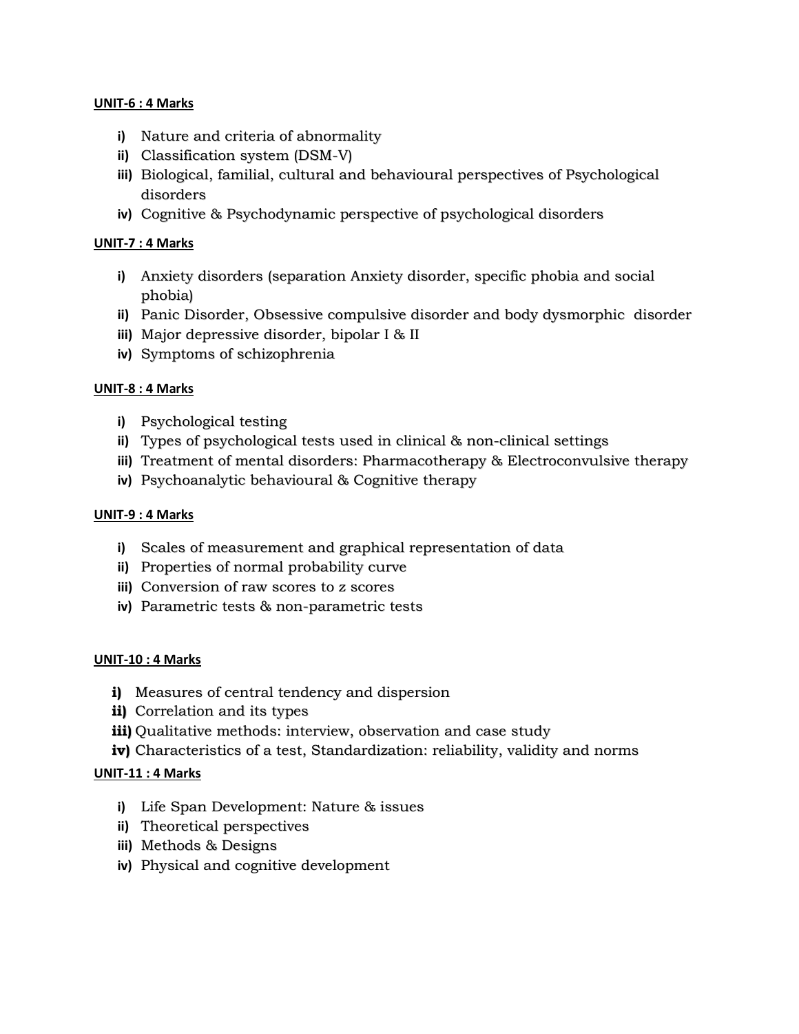**UNIT-6 : 4 Marks**

- **i)** Nature and criteria of abnormality
- **ii)** Classification system (DSM-V)
- **iii)** Biological, familial, cultural and behavioural perspectives of Psychological disorders
- **iv)** Cognitive & Psychodynamic perspective of psychological disorders

**UNIT-7 : 4 Marks**

- **i)** Anxiety disorders (separation Anxiety disorder, specific phobia and social phobia)
- **ii)** Panic Disorder, Obsessive compulsive disorder and body dysmorphic disorder
- **iii)** Major depressive disorder, bipolar I & II
- **iv)** Symptoms of schizophrenia

**UNIT-8 : 4 Marks**

- **i)** Psychological testing
- **ii)** Types of psychological tests used in clinical & non-clinical settings
- **iii)** Treatment of mental disorders: Pharmacotherapy & Electroconvulsive therapy
- **iv)** Psychoanalytic behavioural & Cognitive therapy

**UNIT-9 : 4 Marks**

- **i)** Scales of measurement and graphical representation of data
- **ii)** Properties of normal probability curve
- **iii)** Conversion of raw scores to z scores
- **iv)** Parametric tests & non-parametric tests

**UNIT-10 : 4 Marks**

- **i)** Measures of central tendency and dispersion
- **ii)** Correlation and its types
- **iii)** Qualitative methods: interview, observation and case study
- **iv)** Characteristics of a test, Standardization: reliability, validity and norms

**UNIT-11 : 4 Marks**

- **i)** Life Span Development: Nature & issues
- **ii)** Theoretical perspectives
- **iii)** Methods & Designs
- **iv)** Physical and cognitive development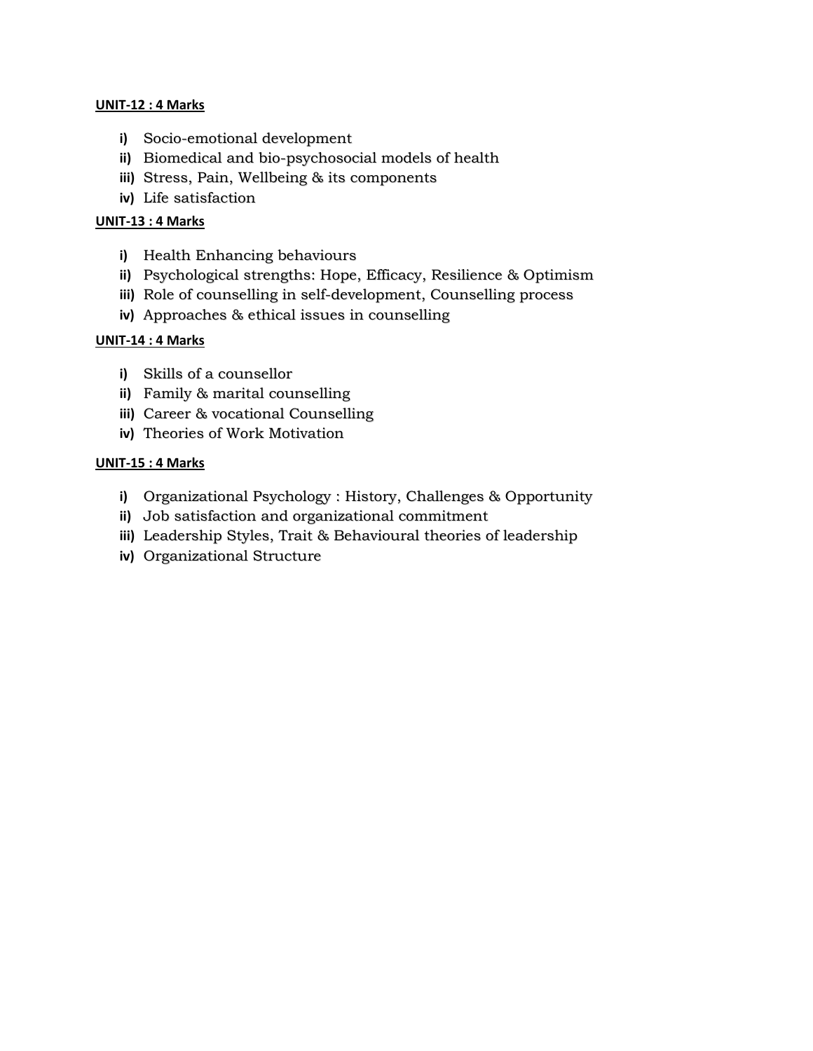**UNIT-12 : 4 Marks**

- **i)** Socio-emotional development
- **ii)** Biomedical and bio-psychosocial models of health
- **iii)** Stress, Pain, Wellbeing & its components
- **iv)** Life satisfaction

**UNIT-13 : 4 Marks**

- **i)** Health Enhancing behaviours
- **ii)** Psychological strengths: Hope, Efficacy, Resilience & Optimism
- **iii)** Role of counselling in self-development, Counselling process
- **iv)** Approaches & ethical issues in counselling

**UNIT-14 : 4 Marks**

- **i)** Skills of a counsellor
- **ii)** Family & marital counselling
- **iii)** Career & vocational Counselling
- **iv)** Theories of Work Motivation

**UNIT-15 : 4 Marks**

- **i)** Organizational Psychology : History, Challenges & Opportunity
- **ii)** Job satisfaction and organizational commitment
- **iii)** Leadership Styles, Trait & Behavioural theories of leadership
- **iv)** Organizational Structure